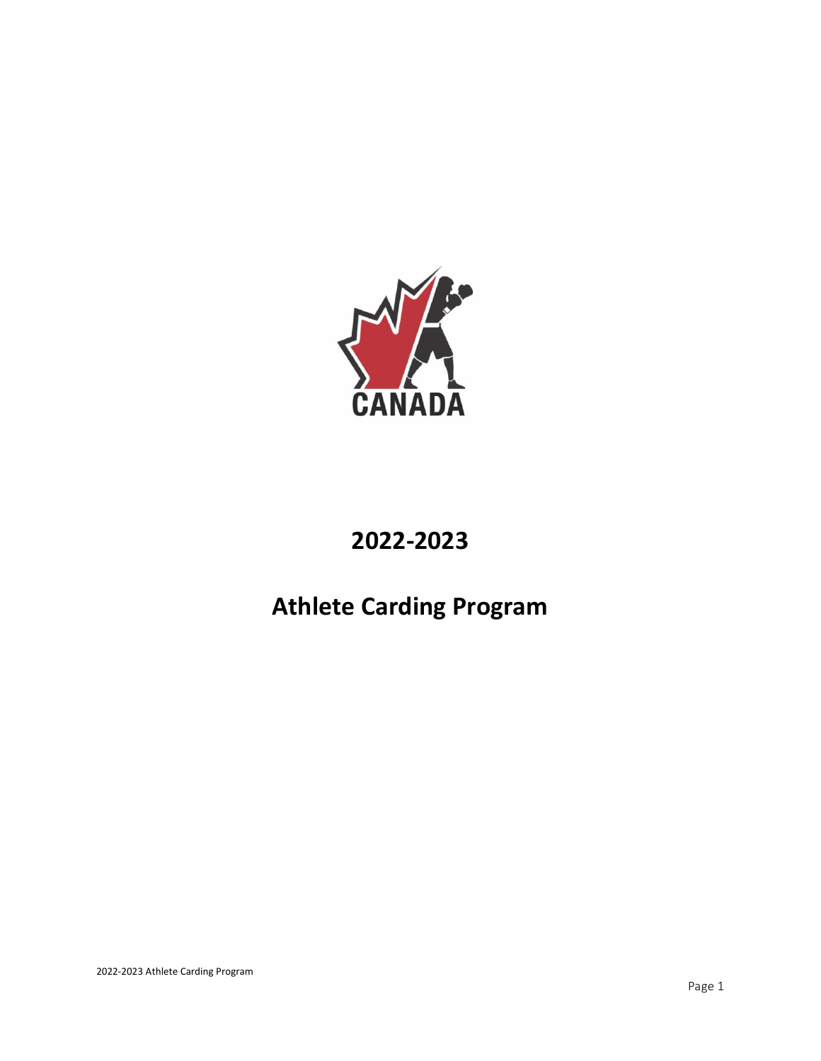# 2022-2023

# Athlete Carding Program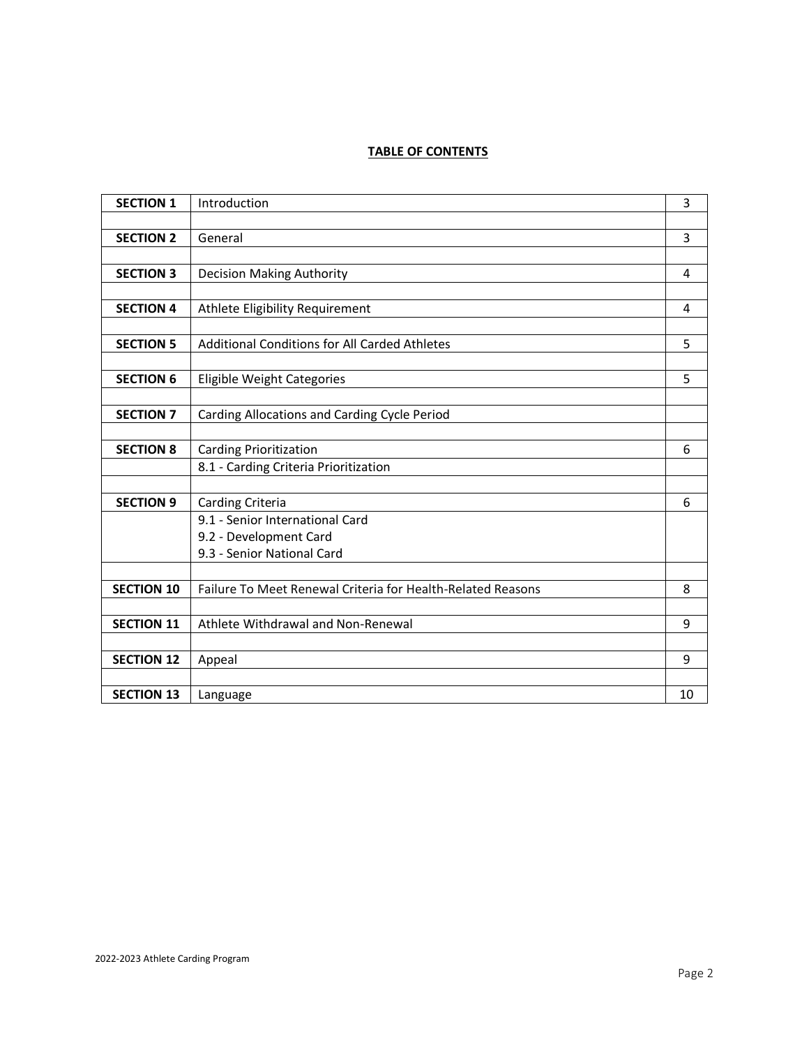**TABLE OF CONTENTS**

| | | |
|---|---|---|
| **SECTION 1** | Introduction | 3 |
| | | |
| **SECTION 2** | General | 3 |
| | | |
| **SECTION 3** | Decision Making Authority | 4 |
| | | |
| **SECTION 4** | Athlete Eligibility Requirement | 4 |
| | | |
| **SECTION 5** | Additional Conditions for All Carded Athletes | 5 |
| | | |
| **SECTION 6** | Eligible Weight Categories | 5 |
| | | |
| **SECTION 7** | Carding Allocations and Carding Cycle Period | |
| | | |
| **SECTION 8** | Carding Prioritization | 6 |
| | 8.1 - Carding Criteria Prioritization | |
| | | |
| **SECTION 9** | Carding Criteria | 6 |
| | 9.1 - Senior International Card<br>9.2 - Development Card<br>9.3 - Senior National Card | |
| | | |
| **SECTION 10** | Failure To Meet Renewal Criteria for Health-Related Reasons | 8 |
| | | |
| **SECTION 11** | Athlete Withdrawal and Non-Renewal | 9 |
| | | |
| **SECTION 12** | Appeal | 9 |
| | | |
| **SECTION 13** | Language | 10 |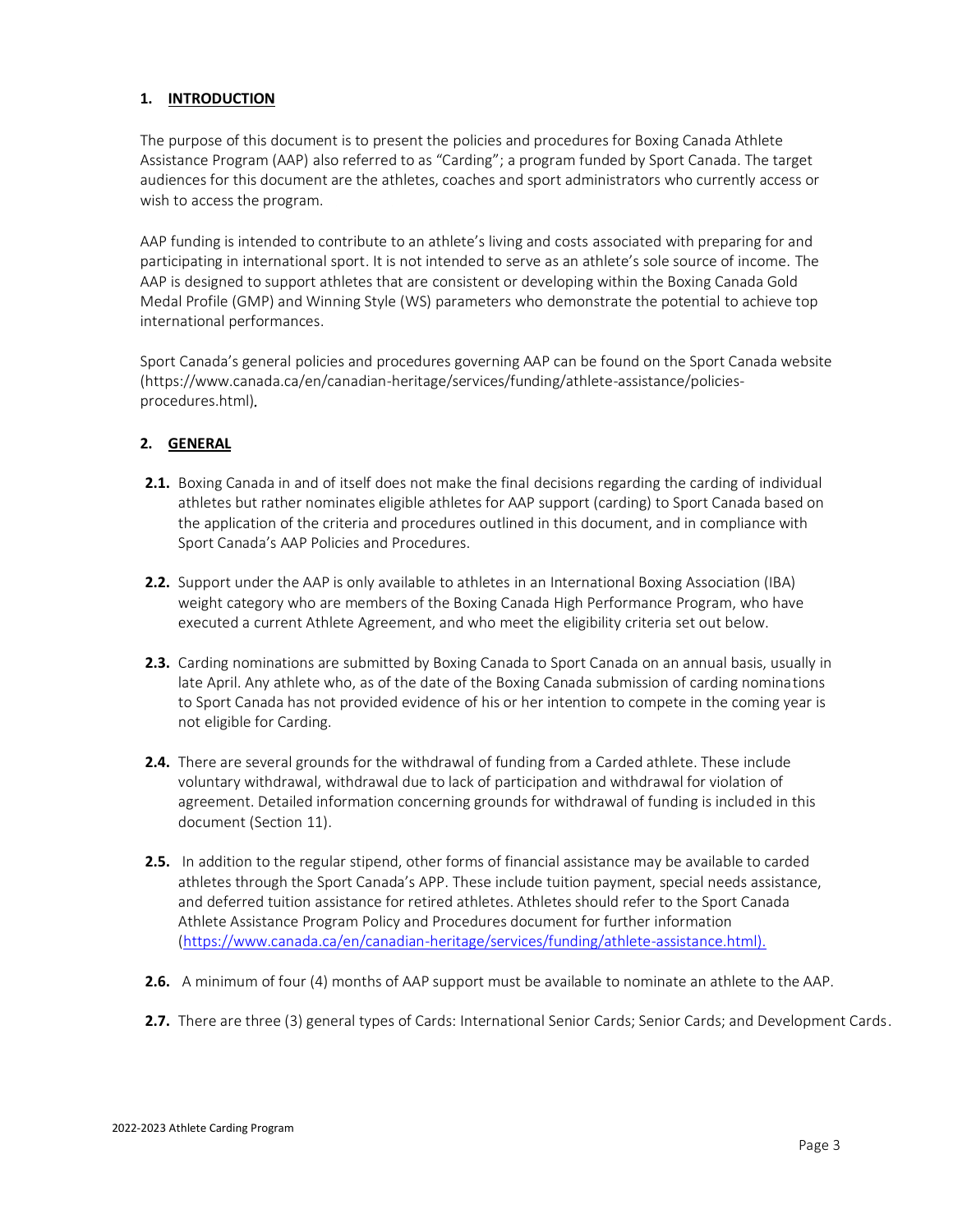## 1. INTRODUCTION

The purpose of this document is to present the policies and procedures for Boxing Canada Athlete Assistance Program (AAP) also referred to as "Carding"; a program funded by Sport Canada. The target audiences for this document are the athletes, coaches and sport administrators who currently access or wish to access the program.

AAP funding is intended to contribute to an athlete's living and costs associated with preparing for and participating in international sport. It is not intended to serve as an athlete's sole source of income. The AAP is designed to support athletes that are consistent or developing within the Boxing Canada Gold Medal Profile (GMP) and Winning Style (WS) parameters who demonstrate the potential to achieve top international performances.

Sport Canada's general policies and procedures governing AAP can be found on the Sport Canada website (https://www.canada.ca/en/canadian-heritage/services/funding/athlete-assistance/policies-procedures.html).

## 2. GENERAL

**2.1.** Boxing Canada in and of itself does not make the final decisions regarding the carding of individual athletes but rather nominates eligible athletes for AAP support (carding) to Sport Canada based on the application of the criteria and procedures outlined in this document, and in compliance with Sport Canada's AAP Policies and Procedures.

**2.2.** Support under the AAP is only available to athletes in an International Boxing Association (IBA) weight category who are members of the Boxing Canada High Performance Program, who have executed a current Athlete Agreement, and who meet the eligibility criteria set out below.

**2.3.** Carding nominations are submitted by Boxing Canada to Sport Canada on an annual basis, usually in late April. Any athlete who, as of the date of the Boxing Canada submission of carding nominations to Sport Canada has not provided evidence of his or her intention to compete in the coming year is not eligible for Carding.

**2.4.** There are several grounds for the withdrawal of funding from a Carded athlete. These include voluntary withdrawal, withdrawal due to lack of participation and withdrawal for violation of agreement. Detailed information concerning grounds for withdrawal of funding is included in this document (Section 11).

**2.5.** In addition to the regular stipend, other forms of financial assistance may be available to carded athletes through the Sport Canada's APP. These include tuition payment, special needs assistance, and deferred tuition assistance for retired athletes. Athletes should refer to the Sport Canada Athlete Assistance Program Policy and Procedures document for further information (https://www.canada.ca/en/canadian-heritage/services/funding/athlete-assistance.html).

**2.6.** A minimum of four (4) months of AAP support must be available to nominate an athlete to the AAP.

**2.7.** There are three (3) general types of Cards: International Senior Cards; Senior Cards; and Development Cards.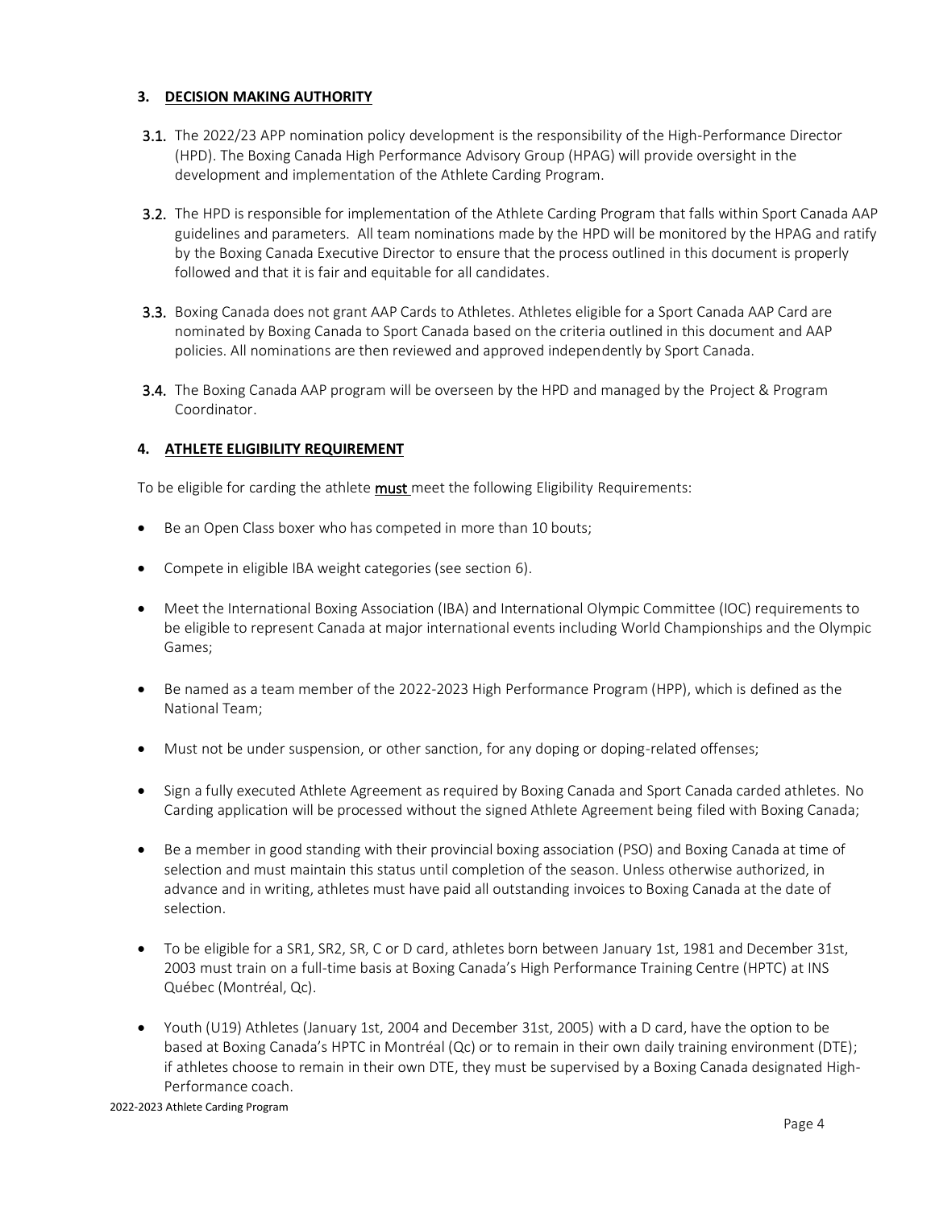## 3. DECISION MAKING AUTHORITY

**3.1.** The 2022/23 APP nomination policy development is the responsibility of the High-Performance Director (HPD). The Boxing Canada High Performance Advisory Group (HPAG) will provide oversight in the development and implementation of the Athlete Carding Program.

**3.2.** The HPD is responsible for implementation of the Athlete Carding Program that falls within Sport Canada AAP guidelines and parameters. All team nominations made by the HPD will be monitored by the HPAG and ratify by the Boxing Canada Executive Director to ensure that the process outlined in this document is properly followed and that it is fair and equitable for all candidates.

**3.3.** Boxing Canada does not grant AAP Cards to Athletes. Athletes eligible for a Sport Canada AAP Card are nominated by Boxing Canada to Sport Canada based on the criteria outlined in this document and AAP policies. All nominations are then reviewed and approved independently by Sport Canada.

**3.4.** The Boxing Canada AAP program will be overseen by the HPD and managed by the Project & Program Coordinator.

## 4. ATHLETE ELIGIBILITY REQUIREMENT

To be eligible for carding the athlete **must** meet the following Eligibility Requirements:

- Be an Open Class boxer who has competed in more than 10 bouts;
- Compete in eligible IBA weight categories (see section 6).
- Meet the International Boxing Association (IBA) and International Olympic Committee (IOC) requirements to be eligible to represent Canada at major international events including World Championships and the Olympic Games;
- Be named as a team member of the 2022-2023 High Performance Program (HPP), which is defined as the National Team;
- Must not be under suspension, or other sanction, for any doping or doping-related offenses;
- Sign a fully executed Athlete Agreement as required by Boxing Canada and Sport Canada carded athletes. No Carding application will be processed without the signed Athlete Agreement being filed with Boxing Canada;
- Be a member in good standing with their provincial boxing association (PSO) and Boxing Canada at time of selection and must maintain this status until completion of the season. Unless otherwise authorized, in advance and in writing, athletes must have paid all outstanding invoices to Boxing Canada at the date of selection.
- To be eligible for a SR1, SR2, SR, C or D card, athletes born between January 1st, 1981 and December 31st, 2003 must train on a full-time basis at Boxing Canada's High Performance Training Centre (HPTC) at INS Québec (Montréal, Qc).
- Youth (U19) Athletes (January 1st, 2004 and December 31st, 2005) with a D card, have the option to be based at Boxing Canada's HPTC in Montréal (Qc) or to remain in their own daily training environment (DTE); if athletes choose to remain in their own DTE, they must be supervised by a Boxing Canada designated High-Performance coach.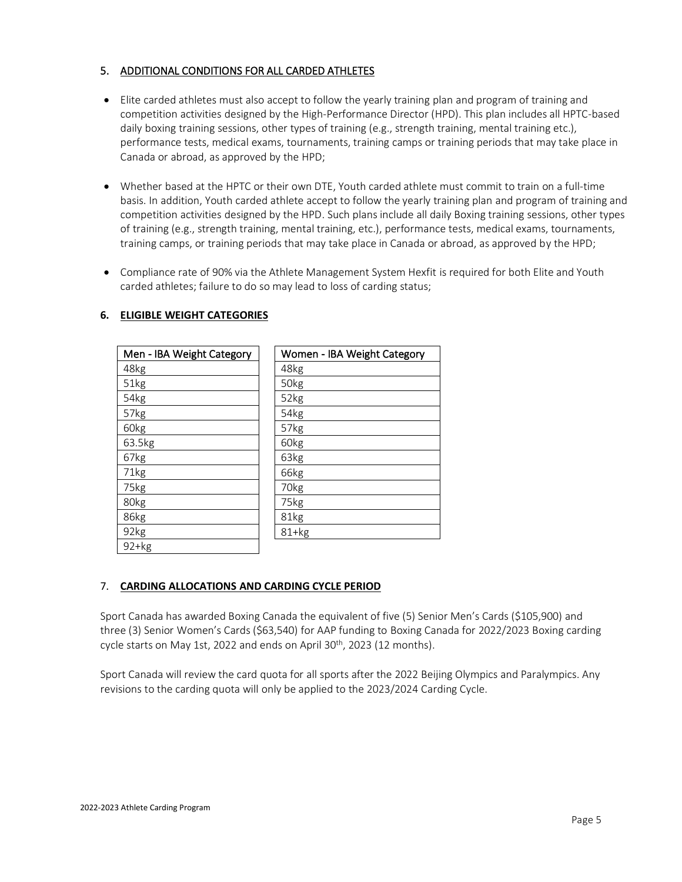## 5. ADDITIONAL CONDITIONS FOR ALL CARDED ATHLETES

- Elite carded athletes must also accept to follow the yearly training plan and program of training and competition activities designed by the High-Performance Director (HPD). This plan includes all HPTC-based daily boxing training sessions, other types of training (e.g., strength training, mental training etc.), performance tests, medical exams, tournaments, training camps or training periods that may take place in Canada or abroad, as approved by the HPD;
- Whether based at the HPTC or their own DTE, Youth carded athlete must commit to train on a full-time basis. In addition, Youth carded athlete accept to follow the yearly training plan and program of training and competition activities designed by the HPD. Such plans include all daily Boxing training sessions, other types of training (e.g., strength training, mental training, etc.), performance tests, medical exams, tournaments, training camps, or training periods that may take place in Canada or abroad, as approved by the HPD;
- Compliance rate of 90% via the Athlete Management System Hexfit is required for both Elite and Youth carded athletes; failure to do so may lead to loss of carding status;

## 6. ELIGIBLE WEIGHT CATEGORIES

| Men - IBA Weight Category |
|---|
| 48kg |
| 51kg |
| 54kg |
| 57kg |
| 60kg |
| 63.5kg |
| 67kg |
| 71kg |
| 75kg |
| 80kg |
| 86kg |
| 92kg |
| 92+kg |

| Women - IBA Weight Category |
|---|
| 48kg |
| 50kg |
| 52kg |
| 54kg |
| 57kg |
| 60kg |
| 63kg |
| 66kg |
| 70kg |
| 75kg |
| 81kg |
| 81+kg |

## 7. CARDING ALLOCATIONS AND CARDING CYCLE PERIOD

Sport Canada has awarded Boxing Canada the equivalent of five (5) Senior Men's Cards ($105,900) and three (3) Senior Women's Cards ($63,540) for AAP funding to Boxing Canada for 2022/2023 Boxing carding cycle starts on May 1st, 2022 and ends on April 30th, 2023 (12 months).

Sport Canada will review the card quota for all sports after the 2022 Beijing Olympics and Paralympics. Any revisions to the carding quota will only be applied to the 2023/2024 Carding Cycle.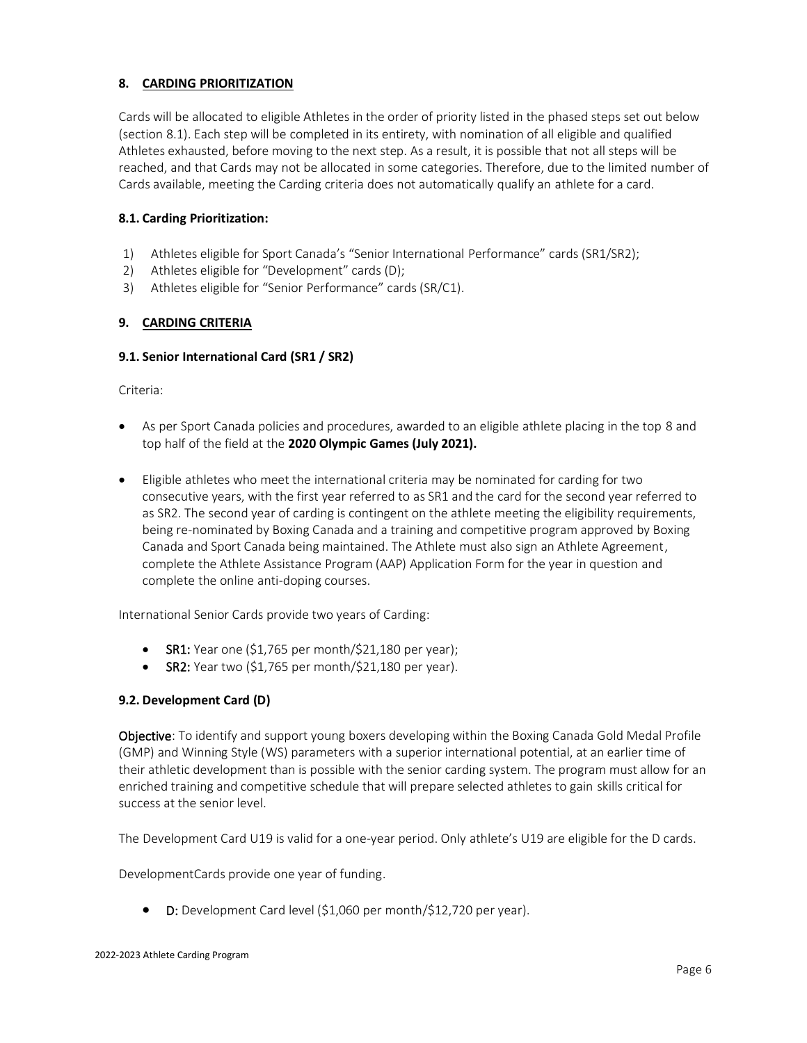## 8. CARDING PRIORITIZATION

Cards will be allocated to eligible Athletes in the order of priority listed in the phased steps set out below (section 8.1). Each step will be completed in its entirety, with nomination of all eligible and qualified Athletes exhausted, before moving to the next step. As a result, it is possible that not all steps will be reached, and that Cards may not be allocated in some categories. Therefore, due to the limited number of Cards available, meeting the Carding criteria does not automatically qualify an athlete for a card.

### 8.1. Carding Prioritization:

1) Athletes eligible for Sport Canada's "Senior International Performance" cards (SR1/SR2);
2) Athletes eligible for "Development" cards (D);
3) Athletes eligible for "Senior Performance" cards (SR/C1).

## 9. CARDING CRITERIA

### 9.1. Senior International Card (SR1 / SR2)

Criteria:

- As per Sport Canada policies and procedures, awarded to an eligible athlete placing in the top 8 and top half of the field at the **2020 Olympic Games (July 2021).**

- Eligible athletes who meet the international criteria may be nominated for carding for two consecutive years, with the first year referred to as SR1 and the card for the second year referred to as SR2. The second year of carding is contingent on the athlete meeting the eligibility requirements, being re-nominated by Boxing Canada and a training and competitive program approved by Boxing Canada and Sport Canada being maintained. The Athlete must also sign an Athlete Agreement, complete the Athlete Assistance Program (AAP) Application Form for the year in question and complete the online anti-doping courses.

International Senior Cards provide two years of Carding:

- **SR1:** Year one ($1,765 per month/$21,180 per year);
- **SR2:** Year two ($1,765 per month/$21,180 per year).

### 9.2. Development Card (D)

**Objective**: To identify and support young boxers developing within the Boxing Canada Gold Medal Profile (GMP) and Winning Style (WS) parameters with a superior international potential, at an earlier time of their athletic development than is possible with the senior carding system. The program must allow for an enriched training and competitive schedule that will prepare selected athletes to gain skills critical for success at the senior level.

The Development Card U19 is valid for a one-year period. Only athlete's U19 are eligible for the D cards.

DevelopmentCards provide one year of funding.

- **D:** Development Card level ($1,060 per month/$12,720 per year).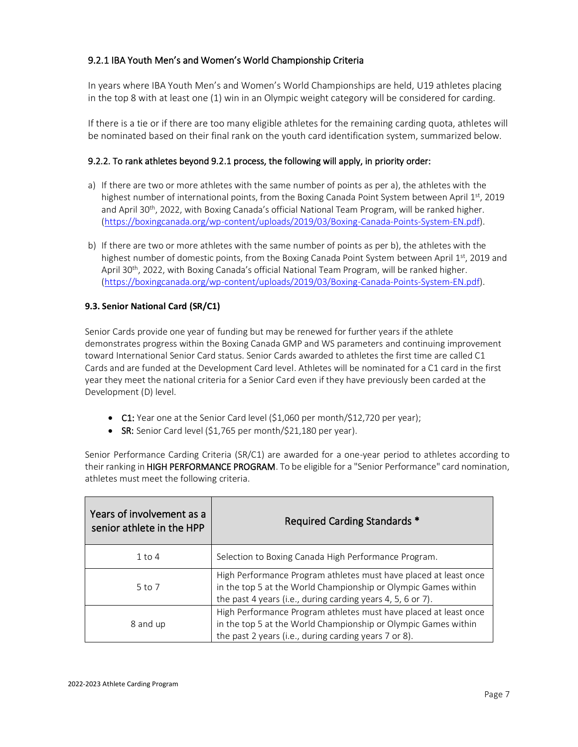### 9.2.1 IBA Youth Men's and Women's World Championship Criteria

In years where IBA Youth Men's and Women's World Championships are held, U19 athletes placing in the top 8 with at least one (1) win in an Olympic weight category will be considered for carding.

If there is a tie or if there are too many eligible athletes for the remaining carding quota, athletes will be nominated based on their final rank on the youth card identification system, summarized below.

### 9.2.2. To rank athletes beyond 9.2.1 process, the following will apply, in priority order:

a) If there are two or more athletes with the same number of points as per a), the athletes with the highest number of international points, from the Boxing Canada Point System between April 1st, 2019 and April 30th, 2022, with Boxing Canada's official National Team Program, will be ranked higher. (https://boxingcanada.org/wp-content/uploads/2019/03/Boxing-Canada-Points-System-EN.pdf).

b) If there are two or more athletes with the same number of points as per b), the athletes with the highest number of domestic points, from the Boxing Canada Point System between April 1st, 2019 and April 30th, 2022, with Boxing Canada's official National Team Program, will be ranked higher. (https://boxingcanada.org/wp-content/uploads/2019/03/Boxing-Canada-Points-System-EN.pdf).

### 9.3. Senior National Card (SR/C1)

Senior Cards provide one year of funding but may be renewed for further years if the athlete demonstrates progress within the Boxing Canada GMP and WS parameters and continuing improvement toward International Senior Card status. Senior Cards awarded to athletes the first time are called C1 Cards and are funded at the Development Card level. Athletes will be nominated for a C1 card in the first year they meet the national criteria for a Senior Card even if they have previously been carded at the Development (D) level.

- C1: Year one at the Senior Card level ($1,060 per month/$12,720 per year);
- SR: Senior Card level ($1,765 per month/$21,180 per year).

Senior Performance Carding Criteria (SR/C1) are awarded for a one-year period to athletes according to their ranking in HIGH PERFORMANCE PROGRAM. To be eligible for a "Senior Performance" card nomination, athletes must meet the following criteria.

| Years of involvement as a senior athlete in the HPP | Required Carding Standards * |
|---|---|
| 1 to 4 | Selection to Boxing Canada High Performance Program. |
| 5 to 7 | High Performance Program athletes must have placed at least once in the top 5 at the World Championship or Olympic Games within the past 4 years (i.e., during carding years 4, 5, 6 or 7). |
| 8 and up | High Performance Program athletes must have placed at least once in the top 5 at the World Championship or Olympic Games within the past 2 years (i.e., during carding years 7 or 8). |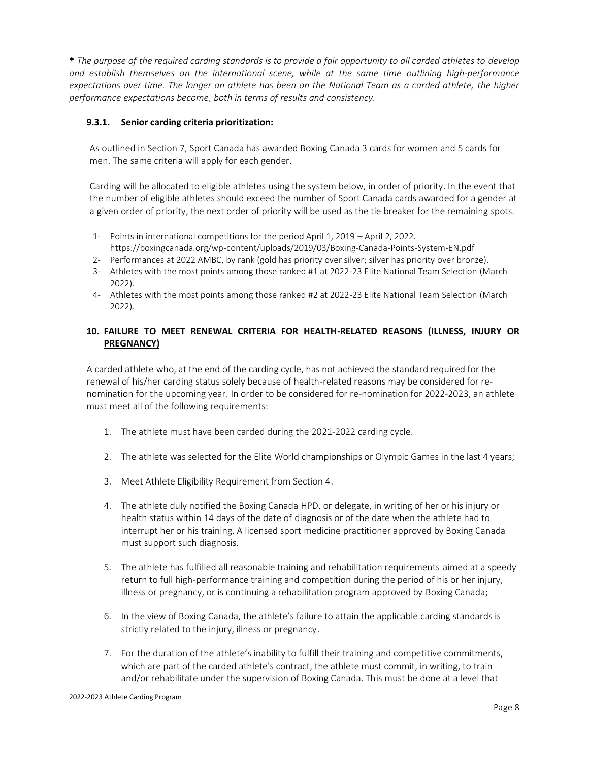*** *The purpose of the required carding standards is to provide a fair opportunity to all carded athletes to develop and establish themselves on the international scene, while at the same time outlining high-performance expectations over time. The longer an athlete has been on the National Team as a carded athlete, the higher performance expectations become, both in terms of results and consistency.*

#### 9.3.1. Senior carding criteria prioritization:

As outlined in Section 7, Sport Canada has awarded Boxing Canada 3 cards for women and 5 cards for men. The same criteria will apply for each gender.

Carding will be allocated to eligible athletes using the system below, in order of priority. In the event that the number of eligible athletes should exceed the number of Sport Canada cards awarded for a gender at a given order of priority, the next order of priority will be used as the tie breaker for the remaining spots.

1- Points in international competitions for the period April 1, 2019 – April 2, 2022. https://boxingcanada.org/wp-content/uploads/2019/03/Boxing-Canada-Points-System-EN.pdf
2- Performances at 2022 AMBC, by rank (gold has priority over silver; silver has priority over bronze).
3- Athletes with the most points among those ranked #1 at 2022-23 Elite National Team Selection (March 2022).
4- Athletes with the most points among those ranked #2 at 2022-23 Elite National Team Selection (March 2022).

## 10. FAILURE TO MEET RENEWAL CRITERIA FOR HEALTH-RELATED REASONS (ILLNESS, INJURY OR PREGNANCY)

A carded athlete who, at the end of the carding cycle, has not achieved the standard required for the renewal of his/her carding status solely because of health-related reasons may be considered for re-nomination for the upcoming year. In order to be considered for re-nomination for 2022-2023, an athlete must meet all of the following requirements:

1. The athlete must have been carded during the 2021-2022 carding cycle.
2. The athlete was selected for the Elite World championships or Olympic Games in the last 4 years;
3. Meet Athlete Eligibility Requirement from Section 4.
4. The athlete duly notified the Boxing Canada HPD, or delegate, in writing of her or his injury or health status within 14 days of the date of diagnosis or of the date when the athlete had to interrupt her or his training. A licensed sport medicine practitioner approved by Boxing Canada must support such diagnosis.
5. The athlete has fulfilled all reasonable training and rehabilitation requirements aimed at a speedy return to full high-performance training and competition during the period of his or her injury, illness or pregnancy, or is continuing a rehabilitation program approved by Boxing Canada;
6. In the view of Boxing Canada, the athlete's failure to attain the applicable carding standards is strictly related to the injury, illness or pregnancy.
7. For the duration of the athlete's inability to fulfill their training and competitive commitments, which are part of the carded athlete's contract, the athlete must commit, in writing, to train and/or rehabilitate under the supervision of Boxing Canada. This must be done at a level that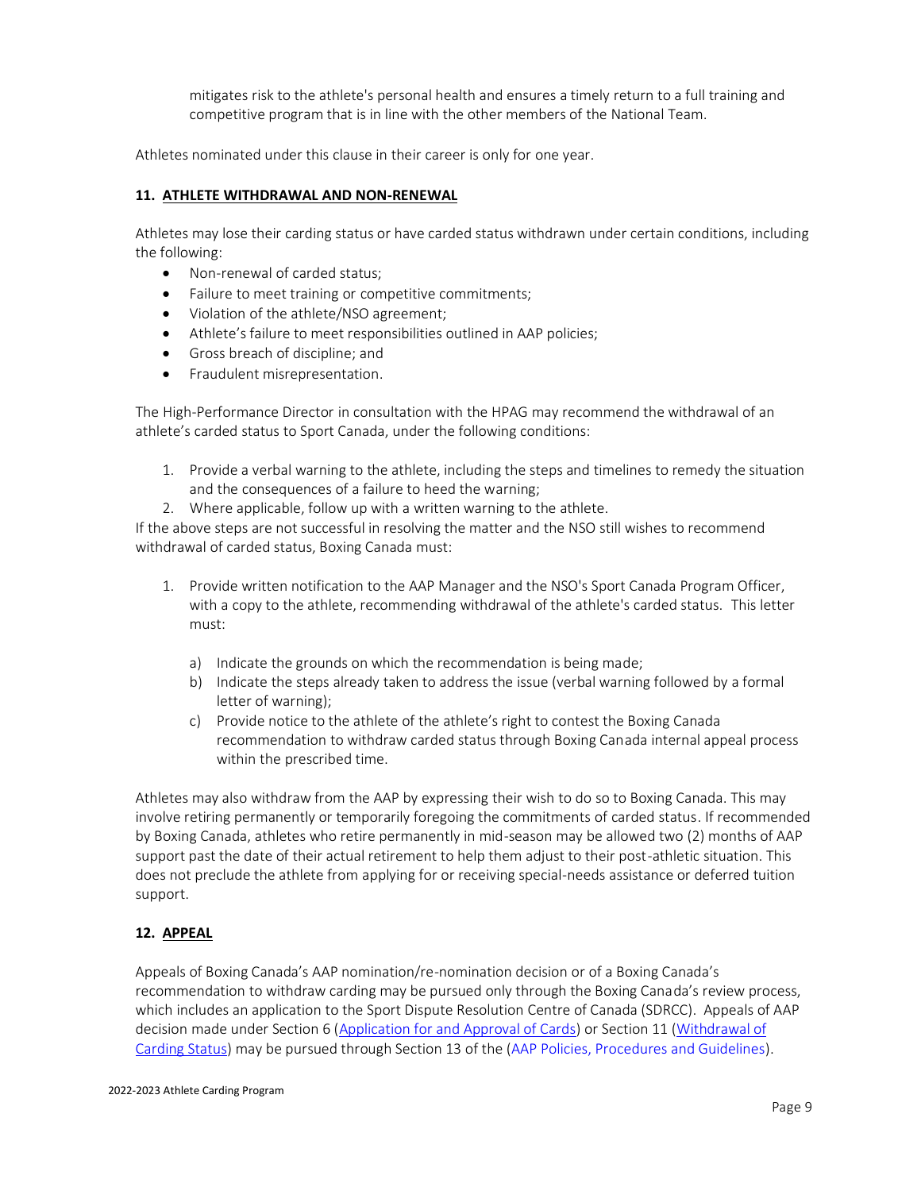mitigates risk to the athlete's personal health and ensures a timely return to a full training and competitive program that is in line with the other members of the National Team.

Athletes nominated under this clause in their career is only for one year.

## 11. ATHLETE WITHDRAWAL AND NON-RENEWAL

Athletes may lose their carding status or have carded status withdrawn under certain conditions, including the following:

- Non-renewal of carded status;
- Failure to meet training or competitive commitments;
- Violation of the athlete/NSO agreement;
- Athlete's failure to meet responsibilities outlined in AAP policies;
- Gross breach of discipline; and
- Fraudulent misrepresentation.

The High-Performance Director in consultation with the HPAG may recommend the withdrawal of an athlete's carded status to Sport Canada, under the following conditions:

1. Provide a verbal warning to the athlete, including the steps and timelines to remedy the situation and the consequences of a failure to heed the warning;
2. Where applicable, follow up with a written warning to the athlete.

If the above steps are not successful in resolving the matter and the NSO still wishes to recommend withdrawal of carded status, Boxing Canada must:

1. Provide written notification to the AAP Manager and the NSO's Sport Canada Program Officer, with a copy to the athlete, recommending withdrawal of the athlete's carded status. This letter must:

    a) Indicate the grounds on which the recommendation is being made;
    b) Indicate the steps already taken to address the issue (verbal warning followed by a formal letter of warning);
    c) Provide notice to the athlete of the athlete's right to contest the Boxing Canada recommendation to withdraw carded status through Boxing Canada internal appeal process within the prescribed time.

Athletes may also withdraw from the AAP by expressing their wish to do so to Boxing Canada. This may involve retiring permanently or temporarily foregoing the commitments of carded status. If recommended by Boxing Canada, athletes who retire permanently in mid-season may be allowed two (2) months of AAP support past the date of their actual retirement to help them adjust to their post-athletic situation. This does not preclude the athlete from applying for or receiving special-needs assistance or deferred tuition support.

## 12. APPEAL

Appeals of Boxing Canada's AAP nomination/re-nomination decision or of a Boxing Canada's recommendation to withdraw carding may be pursued only through the Boxing Canada's review process, which includes an application to the Sport Dispute Resolution Centre of Canada (SDRCC). Appeals of AAP decision made under Section 6 (Application for and Approval of Cards) or Section 11 (Withdrawal of Carding Status) may be pursued through Section 13 of the (AAP Policies, Procedures and Guidelines).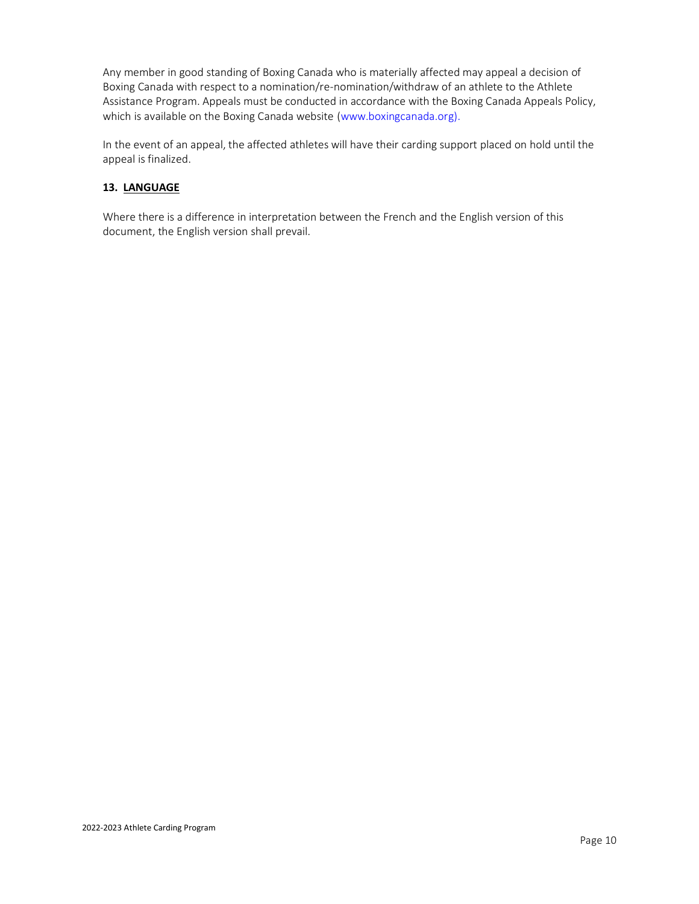Any member in good standing of Boxing Canada who is materially affected may appeal a decision of Boxing Canada with respect to a nomination/re-nomination/withdraw of an athlete to the Athlete Assistance Program. Appeals must be conducted in accordance with the Boxing Canada Appeals Policy, which is available on the Boxing Canada website (www.boxingcanada.org).

In the event of an appeal, the affected athletes will have their carding support placed on hold until the appeal is finalized.

## 13. LANGUAGE

Where there is a difference in interpretation between the French and the English version of this document, the English version shall prevail.